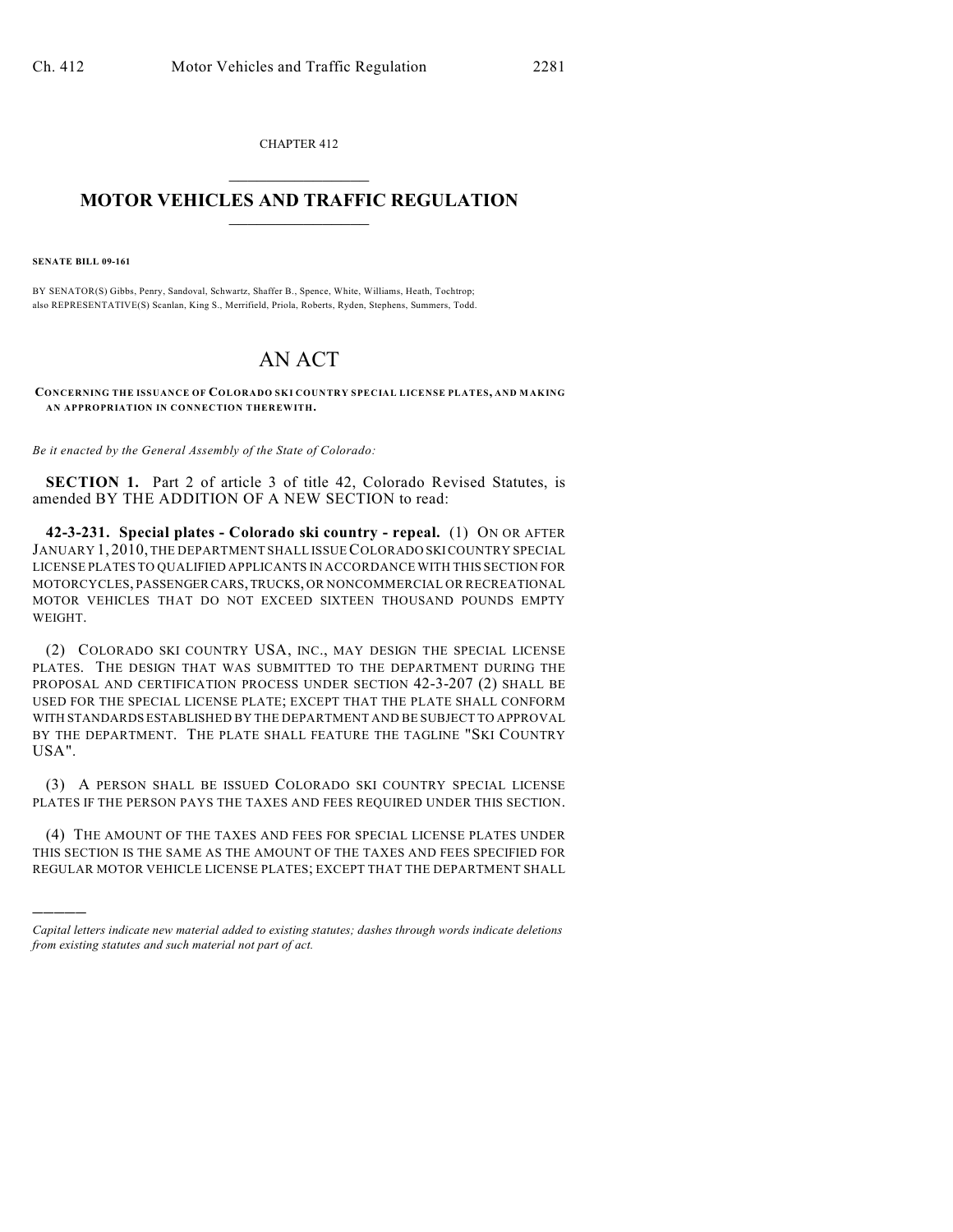CHAPTER 412

# MOTOR VEHICLES AND TRAFFIC REGULATION

**SENATE BILL 09-161**

BY SENATOR(S) Gibbs, Penry, Sandoval, Schwartz, Shaffer B., Spence, White, Williams, Heath, Tochtrop;
also REPRESENTATIVE(S) Scanlan, King S., Merrifield, Priola, Roberts, Ryden, Stephens, Summers, Todd.

# AN ACT

**CONCERNING THE ISSUANCE OF COLORADO SKI COUNTRY SPECIAL LICENSE PLATES, AND MAKING AN APPROPRIATION IN CONNECTION THEREWITH.**

*Be it enacted by the General Assembly of the State of Colorado:*

**SECTION 1.** Part 2 of article 3 of title 42, Colorado Revised Statutes, is amended BY THE ADDITION OF A NEW SECTION to read:

**42-3-231. Special plates - Colorado ski country - repeal.** (1) ON OR AFTER JANUARY 1, 2010, THE DEPARTMENT SHALL ISSUE COLORADO SKI COUNTRY SPECIAL LICENSE PLATES TO QUALIFIED APPLICANTS IN ACCORDANCE WITH THIS SECTION FOR MOTORCYCLES, PASSENGER CARS, TRUCKS, OR NONCOMMERCIAL OR RECREATIONAL MOTOR VEHICLES THAT DO NOT EXCEED SIXTEEN THOUSAND POUNDS EMPTY WEIGHT.

(2) COLORADO SKI COUNTRY USA, INC., MAY DESIGN THE SPECIAL LICENSE PLATES. THE DESIGN THAT WAS SUBMITTED TO THE DEPARTMENT DURING THE PROPOSAL AND CERTIFICATION PROCESS UNDER SECTION 42-3-207 (2) SHALL BE USED FOR THE SPECIAL LICENSE PLATE; EXCEPT THAT THE PLATE SHALL CONFORM WITH STANDARDS ESTABLISHED BY THE DEPARTMENT AND BE SUBJECT TO APPROVAL BY THE DEPARTMENT. THE PLATE SHALL FEATURE THE TAGLINE "SKI COUNTRY USA".

(3) A PERSON SHALL BE ISSUED COLORADO SKI COUNTRY SPECIAL LICENSE PLATES IF THE PERSON PAYS THE TAXES AND FEES REQUIRED UNDER THIS SECTION.

(4) THE AMOUNT OF THE TAXES AND FEES FOR SPECIAL LICENSE PLATES UNDER THIS SECTION IS THE SAME AS THE AMOUNT OF THE TAXES AND FEES SPECIFIED FOR REGULAR MOTOR VEHICLE LICENSE PLATES; EXCEPT THAT THE DEPARTMENT SHALL

---

*Capital letters indicate new material added to existing statutes; dashes through words indicate deletions from existing statutes and such material not part of act.*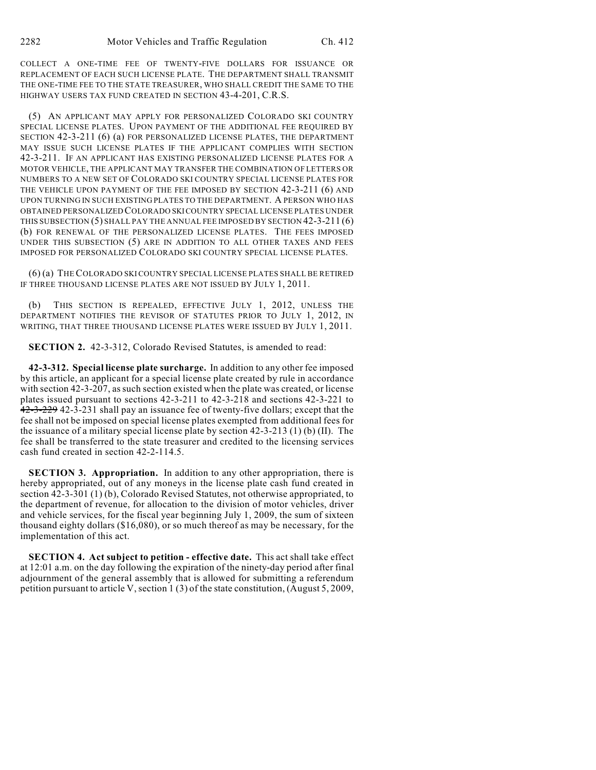COLLECT A ONE-TIME FEE OF TWENTY-FIVE DOLLARS FOR ISSUANCE OR REPLACEMENT OF EACH SUCH LICENSE PLATE. THE DEPARTMENT SHALL TRANSMIT THE ONE-TIME FEE TO THE STATE TREASURER, WHO SHALL CREDIT THE SAME TO THE HIGHWAY USERS TAX FUND CREATED IN SECTION 43-4-201, C.R.S.

(5) AN APPLICANT MAY APPLY FOR PERSONALIZED COLORADO SKI COUNTRY SPECIAL LICENSE PLATES. UPON PAYMENT OF THE ADDITIONAL FEE REQUIRED BY SECTION 42-3-211 (6) (a) FOR PERSONALIZED LICENSE PLATES, THE DEPARTMENT MAY ISSUE SUCH LICENSE PLATES IF THE APPLICANT COMPLIES WITH SECTION 42-3-211. IF AN APPLICANT HAS EXISTING PERSONALIZED LICENSE PLATES FOR A MOTOR VEHICLE, THE APPLICANT MAY TRANSFER THE COMBINATION OF LETTERS OR NUMBERS TO A NEW SET OF COLORADO SKI COUNTRY SPECIAL LICENSE PLATES FOR THE VEHICLE UPON PAYMENT OF THE FEE IMPOSED BY SECTION 42-3-211 (6) AND UPON TURNING IN SUCH EXISTING PLATES TO THE DEPARTMENT. A PERSON WHO HAS OBTAINED PERSONALIZED COLORADO SKI COUNTRY SPECIAL LICENSE PLATES UNDER THIS SUBSECTION (5) SHALL PAY THE ANNUAL FEE IMPOSED BY SECTION 42-3-211 (6) (b) FOR RENEWAL OF THE PERSONALIZED LICENSE PLATES. THE FEES IMPOSED UNDER THIS SUBSECTION (5) ARE IN ADDITION TO ALL OTHER TAXES AND FEES IMPOSED FOR PERSONALIZED COLORADO SKI COUNTRY SPECIAL LICENSE PLATES.

(6) (a) THE COLORADO SKI COUNTRY SPECIAL LICENSE PLATES SHALL BE RETIRED IF THREE THOUSAND LICENSE PLATES ARE NOT ISSUED BY JULY 1, 2011.

(b) THIS SECTION IS REPEALED, EFFECTIVE JULY 1, 2012, UNLESS THE DEPARTMENT NOTIFIES THE REVISOR OF STATUTES PRIOR TO JULY 1, 2012, IN WRITING, THAT THREE THOUSAND LICENSE PLATES WERE ISSUED BY JULY 1, 2011.

**SECTION 2.** 42-3-312, Colorado Revised Statutes, is amended to read:

**42-3-312. Special license plate surcharge.** In addition to any other fee imposed by this article, an applicant for a special license plate created by rule in accordance with section 42-3-207, as such section existed when the plate was created, or license plates issued pursuant to sections 42-3-211 to 42-3-218 and sections 42-3-221 to ~~42-3-229~~ 42-3-231 shall pay an issuance fee of twenty-five dollars; except that the fee shall not be imposed on special license plates exempted from additional fees for the issuance of a military special license plate by section 42-3-213 (1) (b) (II). The fee shall be transferred to the state treasurer and credited to the licensing services cash fund created in section 42-2-114.5.

**SECTION 3. Appropriation.** In addition to any other appropriation, there is hereby appropriated, out of any moneys in the license plate cash fund created in section 42-3-301 (1) (b), Colorado Revised Statutes, not otherwise appropriated, to the department of revenue, for allocation to the division of motor vehicles, driver and vehicle services, for the fiscal year beginning July 1, 2009, the sum of sixteen thousand eighty dollars ($16,080), or so much thereof as may be necessary, for the implementation of this act.

**SECTION 4. Act subject to petition - effective date.** This act shall take effect at 12:01 a.m. on the day following the expiration of the ninety-day period after final adjournment of the general assembly that is allowed for submitting a referendum petition pursuant to article V, section 1 (3) of the state constitution, (August 5, 2009,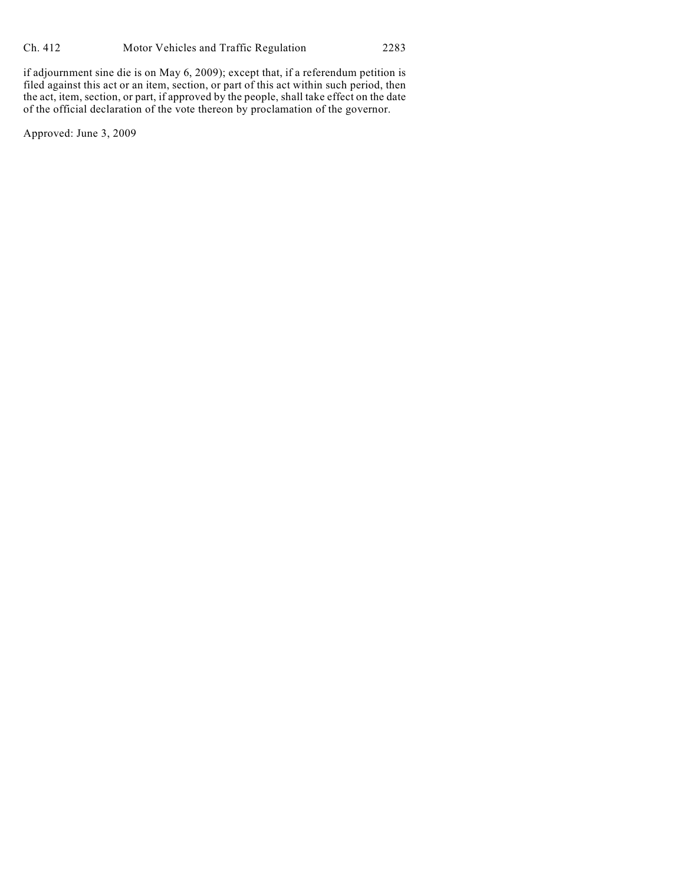if adjournment sine die is on May 6, 2009); except that, if a referendum petition is filed against this act or an item, section, or part of this act within such period, then the act, item, section, or part, if approved by the people, shall take effect on the date of the official declaration of the vote thereon by proclamation of the governor.

Approved: June 3, 2009